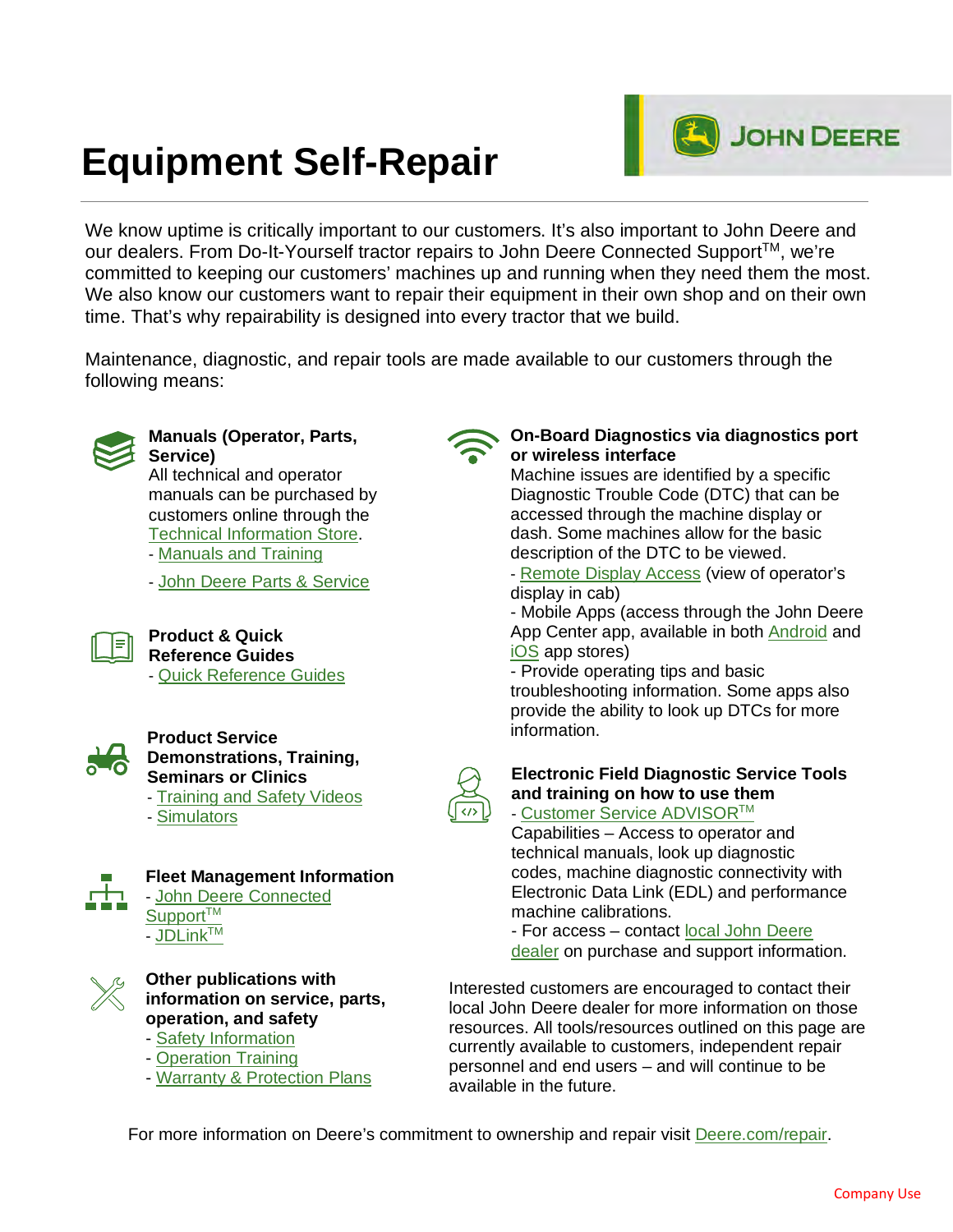# Equipment Self-Repair

JOHN DEERE

We know uptime is critically important to our customers. It's also important to John Deere and our dealers. From Do-It-Yourself tractor repairs to John Deere Connected Support™, we're committed to keeping our customers' machines up and running when they need them the most. We also know our customers want to repair their equipment in their own shop and on their own time. That's why repairability is designed into every tractor that we build.

Maintenance, diagnostic, and repair tools are made available to our customers through the following means:

**Manuals (Operator, Parts, Service)**
All technical and operator manuals can be purchased by customers online through the Technical Information Store.
- Manuals and Training
- John Deere Parts & Service

**Product & Quick Reference Guides**
- Quick Reference Guides

**Product Service Demonstrations, Training, Seminars or Clinics**
- Training and Safety Videos
- Simulators

**Fleet Management Information**
- John Deere Connected Support™
- JDLink™

**Other publications with information on service, parts, operation, and safety**
- Safety Information
- Operation Training
- Warranty & Protection Plans

**On-Board Diagnostics via diagnostics port or wireless interface**
Machine issues are identified by a specific Diagnostic Trouble Code (DTC) that can be accessed through the machine display or dash. Some machines allow for the basic description of the DTC to be viewed.
- Remote Display Access (view of operator's display in cab)
- Mobile Apps (access through the John Deere App Center app, available in both Android and iOS app stores)
- Provide operating tips and basic troubleshooting information. Some apps also provide the ability to look up DTCs for more information.

**Electronic Field Diagnostic Service Tools and training on how to use them**
- Customer Service ADVISOR™
Capabilities – Access to operator and technical manuals, look up diagnostic codes, machine diagnostic connectivity with Electronic Data Link (EDL) and performance machine calibrations.
- For access – contact local John Deere dealer on purchase and support information.

Interested customers are encouraged to contact their local John Deere dealer for more information on those resources. All tools/resources outlined on this page are currently available to customers, independent repair personnel and end users – and will continue to be available in the future.

For more information on Deere's commitment to ownership and repair visit Deere.com/repair.

Company Use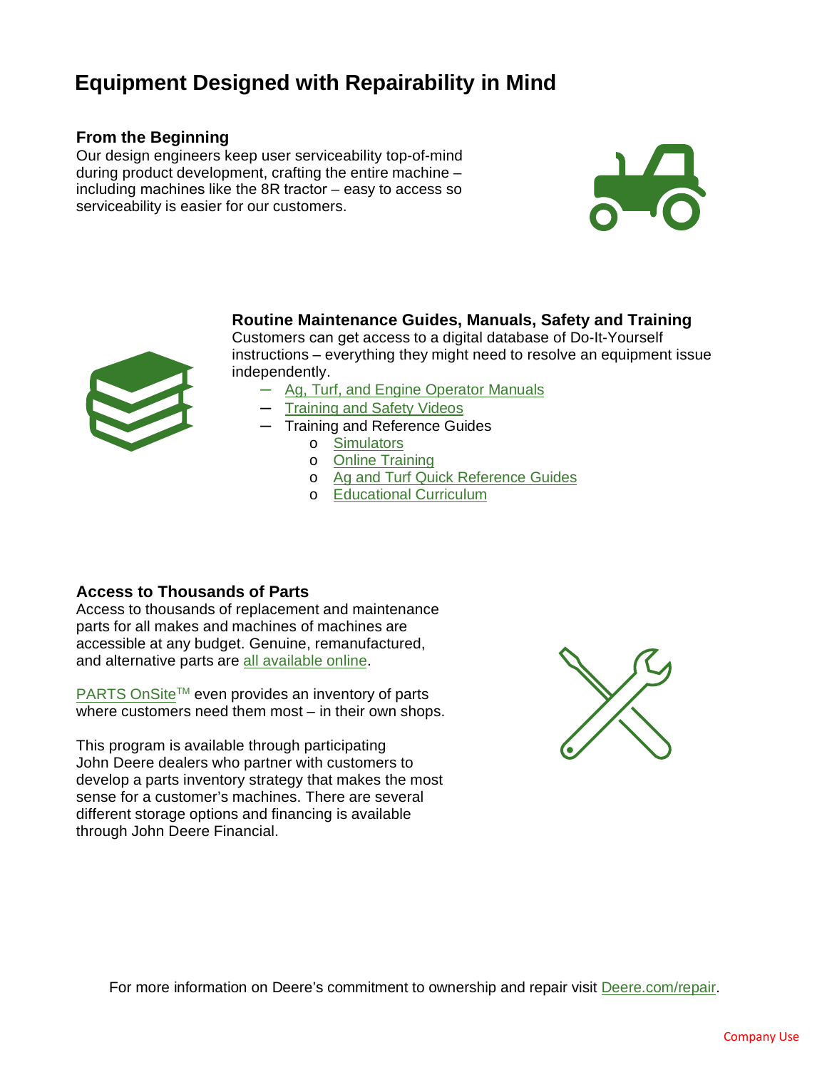# Equipment Designed with Repairability in Mind

### From the Beginning

Our design engineers keep user serviceability top-of-mind during product development, crafting the entire machine – including machines like the 8R tractor – easy to access so serviceability is easier for our customers.

### Routine Maintenance Guides, Manuals, Safety and Training

Customers can get access to a digital database of Do-It-Yourself instructions – everything they might need to resolve an equipment issue independently.

- Ag, Turf, and Engine Operator Manuals
- Training and Safety Videos
- Training and Reference Guides
  - Simulators
  - Online Training
  - Ag and Turf Quick Reference Guides
  - Educational Curriculum

### Access to Thousands of Parts

Access to thousands of replacement and maintenance parts for all makes and machines of machines are accessible at any budget. Genuine, remanufactured, and alternative parts are all available online.

PARTS OnSite™ even provides an inventory of parts where customers need them most – in their own shops.

This program is available through participating John Deere dealers who partner with customers to develop a parts inventory strategy that makes the most sense for a customer's machines. There are several different storage options and financing is available through John Deere Financial.

For more information on Deere's commitment to ownership and repair visit Deere.com/repair.

Company Use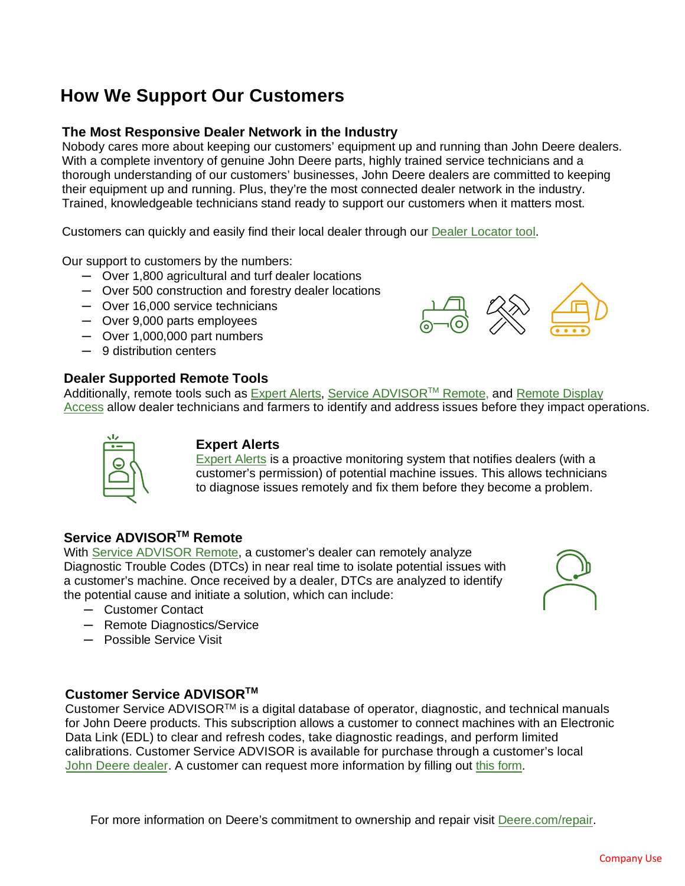# How We Support Our Customers

## The Most Responsive Dealer Network in the Industry

Nobody cares more about keeping our customers' equipment up and running than John Deere dealers. With a complete inventory of genuine John Deere parts, highly trained service technicians and a thorough understanding of our customers' businesses, John Deere dealers are committed to keeping their equipment up and running. Plus, they're the most connected dealer network in the industry. Trained, knowledgeable technicians stand ready to support our customers when it matters most.

Customers can quickly and easily find their local dealer through our Dealer Locator tool.

Our support to customers by the numbers:

- Over 1,800 agricultural and turf dealer locations
- Over 500 construction and forestry dealer locations
- Over 16,000 service technicians
- Over 9,000 parts employees
- Over 1,000,000 part numbers
- 9 distribution centers

## Dealer Supported Remote Tools

Additionally, remote tools such as Expert Alerts, Service ADVISOR™ Remote, and Remote Display Access allow dealer technicians and farmers to identify and address issues before they impact operations.

### Expert Alerts

Expert Alerts is a proactive monitoring system that notifies dealers (with a customer's permission) of potential machine issues. This allows technicians to diagnose issues remotely and fix them before they become a problem.

### Service ADVISOR™ Remote

With Service ADVISOR Remote, a customer's dealer can remotely analyze Diagnostic Trouble Codes (DTCs) in near real time to isolate potential issues with a customer's machine. Once received by a dealer, DTCs are analyzed to identify the potential cause and initiate a solution, which can include:

- Customer Contact
- Remote Diagnostics/Service
- Possible Service Visit

### Customer Service ADVISOR™

Customer Service ADVISOR™ is a digital database of operator, diagnostic, and technical manuals for John Deere products. This subscription allows a customer to connect machines with an Electronic Data Link (EDL) to clear and refresh codes, take diagnostic readings, and perform limited calibrations. Customer Service ADVISOR is available for purchase through a customer's local John Deere dealer. A customer can request more information by filling out this form.

For more information on Deere's commitment to ownership and repair visit Deere.com/repair.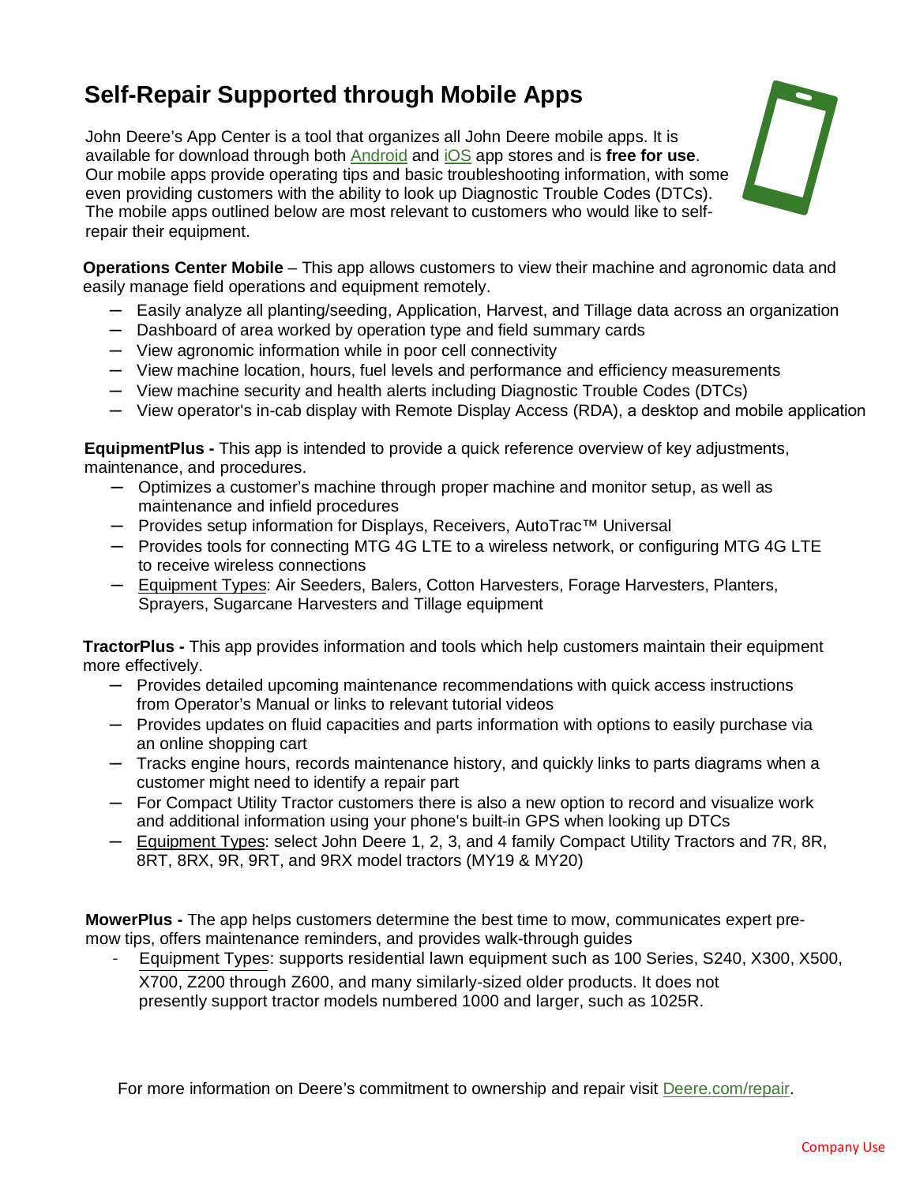# Self-Repair Supported through Mobile Apps

John Deere's App Center is a tool that organizes all John Deere mobile apps. It is available for download through both Android and iOS app stores and is **free for use**. Our mobile apps provide operating tips and basic troubleshooting information, with some even providing customers with the ability to look up Diagnostic Trouble Codes (DTCs). The mobile apps outlined below are most relevant to customers who would like to self-repair their equipment.

**Operations Center Mobile** – This app allows customers to view their machine and agronomic data and easily manage field operations and equipment remotely.

- Easily analyze all planting/seeding, Application, Harvest, and Tillage data across an organization
- Dashboard of area worked by operation type and field summary cards
- View agronomic information while in poor cell connectivity
- View machine location, hours, fuel levels and performance and efficiency measurements
- View machine security and health alerts including Diagnostic Trouble Codes (DTCs)
- View operator's in-cab display with Remote Display Access (RDA), a desktop and mobile application

**EquipmentPlus -** This app is intended to provide a quick reference overview of key adjustments, maintenance, and procedures.

- Optimizes a customer's machine through proper machine and monitor setup, as well as maintenance and infield procedures
- Provides setup information for Displays, Receivers, AutoTrac™ Universal
- Provides tools for connecting MTG 4G LTE to a wireless network, or configuring MTG 4G LTE to receive wireless connections
- Equipment Types: Air Seeders, Balers, Cotton Harvesters, Forage Harvesters, Planters, Sprayers, Sugarcane Harvesters and Tillage equipment

**TractorPlus -** This app provides information and tools which help customers maintain their equipment more effectively.

- Provides detailed upcoming maintenance recommendations with quick access instructions from Operator's Manual or links to relevant tutorial videos
- Provides updates on fluid capacities and parts information with options to easily purchase via an online shopping cart
- Tracks engine hours, records maintenance history, and quickly links to parts diagrams when a customer might need to identify a repair part
- For Compact Utility Tractor customers there is also a new option to record and visualize work and additional information using your phone's built-in GPS when looking up DTCs
- Equipment Types: select John Deere 1, 2, 3, and 4 family Compact Utility Tractors and 7R, 8R, 8RT, 8RX, 9R, 9RT, and 9RX model tractors (MY19 & MY20)

**MowerPlus -** The app helps customers determine the best time to mow, communicates expert pre-mow tips, offers maintenance reminders, and provides walk-through guides

- Equipment Types: supports residential lawn equipment such as 100 Series, S240, X300, X500, X700, Z200 through Z600, and many similarly-sized older products. It does not presently support tractor models numbered 1000 and larger, such as 1025R.

For more information on Deere's commitment to ownership and repair visit Deere.com/repair.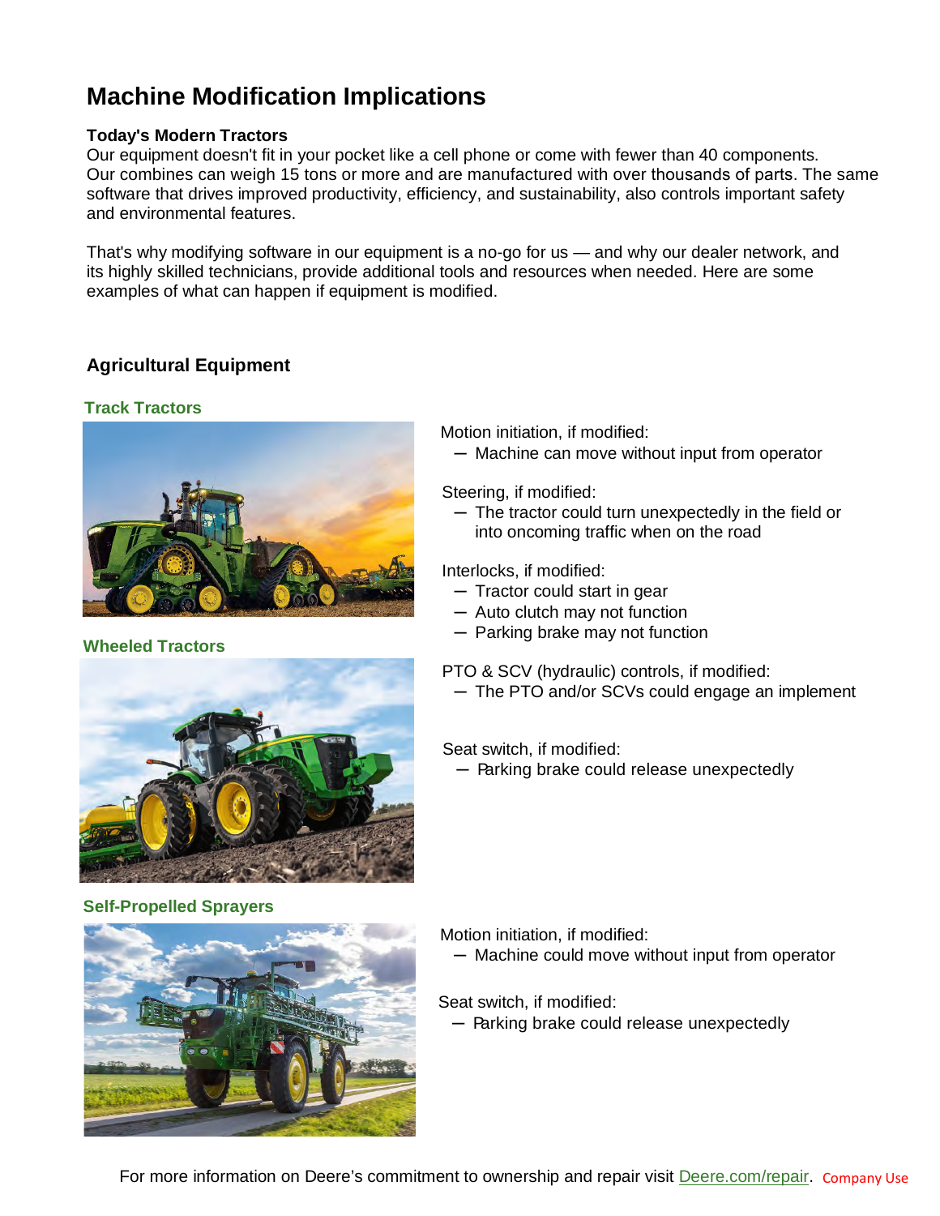# Machine Modification Implications

**Today's Modern Tractors**

Our equipment doesn't fit in your pocket like a cell phone or come with fewer than 40 components. Our combines can weigh 15 tons or more and are manufactured with over thousands of parts. The same software that drives improved productivity, efficiency, and sustainability, also controls important safety and environmental features.

That's why modifying software in our equipment is a no-go for us — and why our dealer network, and its highly skilled technicians, provide additional tools and resources when needed. Here are some examples of what can happen if equipment is modified.

## Agricultural Equipment

### Track Tractors

### Wheeled Tractors

Motion initiation, if modified:
- Machine can move without input from operator

Steering, if modified:
- The tractor could turn unexpectedly in the field or into oncoming traffic when on the road

Interlocks, if modified:
- Tractor could start in gear
- Auto clutch may not function
- Parking brake may not function

PTO & SCV (hydraulic) controls, if modified:
- The PTO and/or SCVs could engage an implement

Seat switch, if modified:
- Parking brake could release unexpectedly

### Self-Propelled Sprayers

Motion initiation, if modified:
- Machine could move without input from operator

Seat switch, if modified:
- Parking brake could release unexpectedly

For more information on Deere's commitment to ownership and repair visit Deere.com/repair. Company Use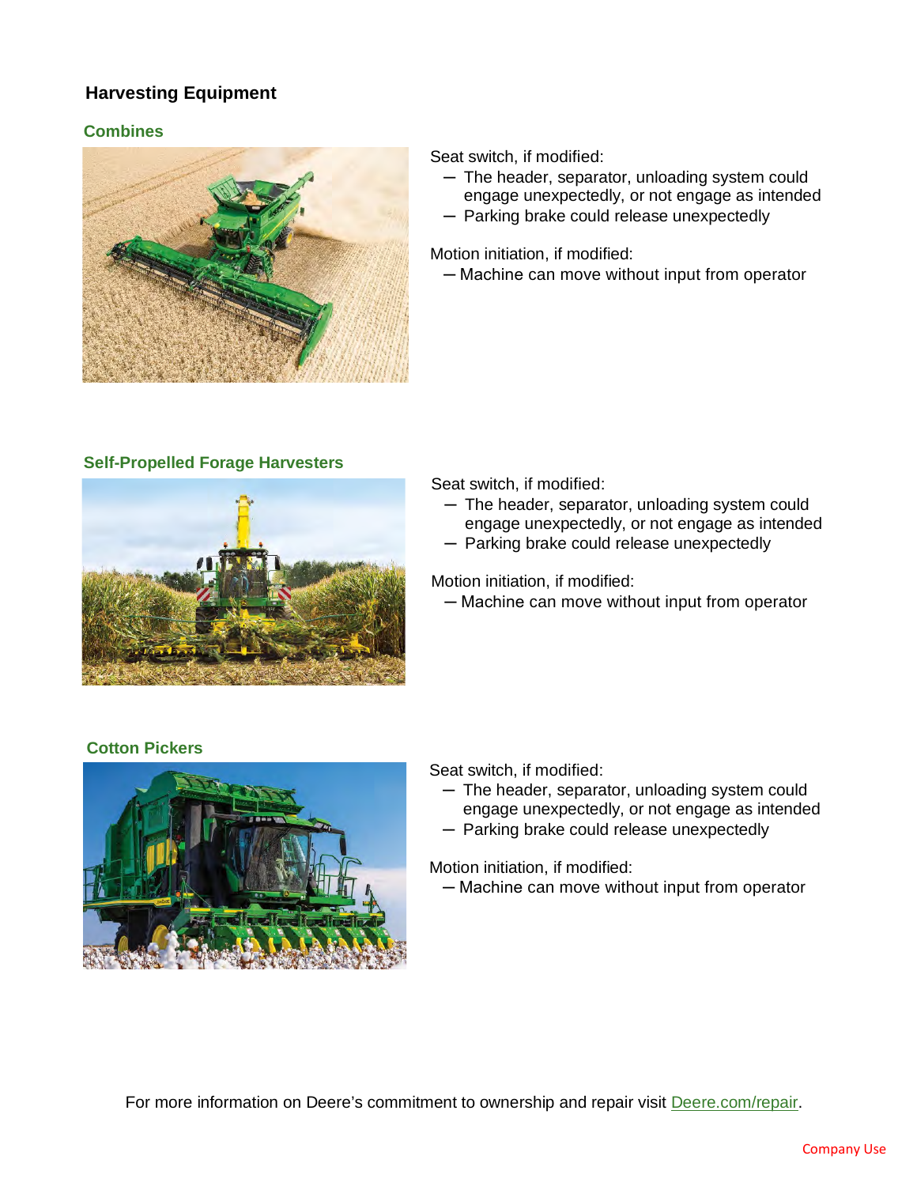## Harvesting Equipment

### Combines

Seat switch, if modified:

- The header, separator, unloading system could engage unexpectedly, or not engage as intended
- Parking brake could release unexpectedly

Motion initiation, if modified:

- Machine can move without input from operator

### Self-Propelled Forage Harvesters

Seat switch, if modified:

- The header, separator, unloading system could engage unexpectedly, or not engage as intended
- Parking brake could release unexpectedly

Motion initiation, if modified:

- Machine can move without input from operator

### Cotton Pickers

Seat switch, if modified:

- The header, separator, unloading system could engage unexpectedly, or not engage as intended
- Parking brake could release unexpectedly

Motion initiation, if modified:

- Machine can move without input from operator

For more information on Deere's commitment to ownership and repair visit Deere.com/repair.

Company Use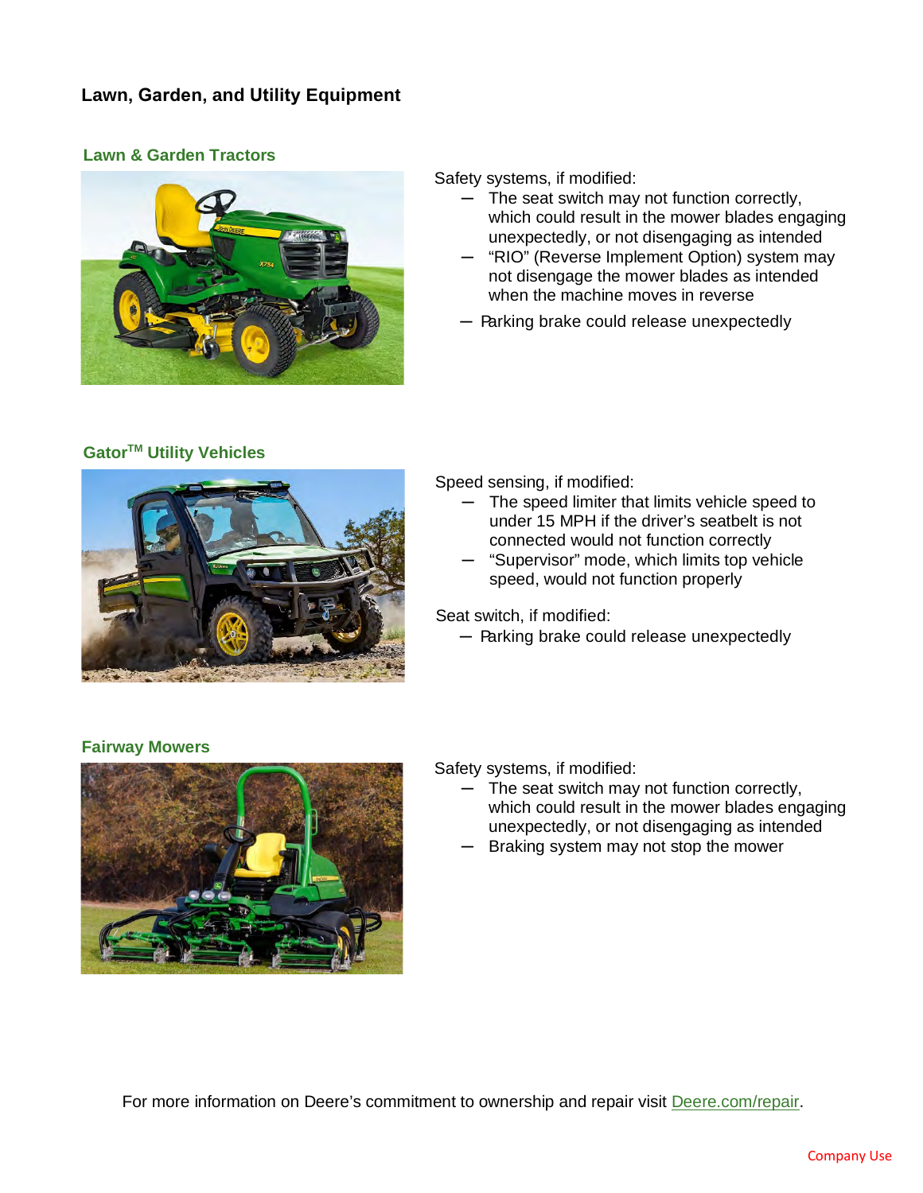## Lawn, Garden, and Utility Equipment

### Lawn & Garden Tractors

Safety systems, if modified:

- The seat switch may not function correctly, which could result in the mower blades engaging unexpectedly, or not disengaging as intended
- "RIO" (Reverse Implement Option) system may not disengage the mower blades as intended when the machine moves in reverse
- Parking brake could release unexpectedly

### Gator™ Utility Vehicles

Speed sensing, if modified:

- The speed limiter that limits vehicle speed to under 15 MPH if the driver's seatbelt is not connected would not function correctly
- "Supervisor" mode, which limits top vehicle speed, would not function properly

Seat switch, if modified:

- Parking brake could release unexpectedly

### Fairway Mowers

Safety systems, if modified:

- The seat switch may not function correctly, which could result in the mower blades engaging unexpectedly, or not disengaging as intended
- Braking system may not stop the mower

For more information on Deere's commitment to ownership and repair visit [Deere.com/repair](Deere.com/repair).

Company Use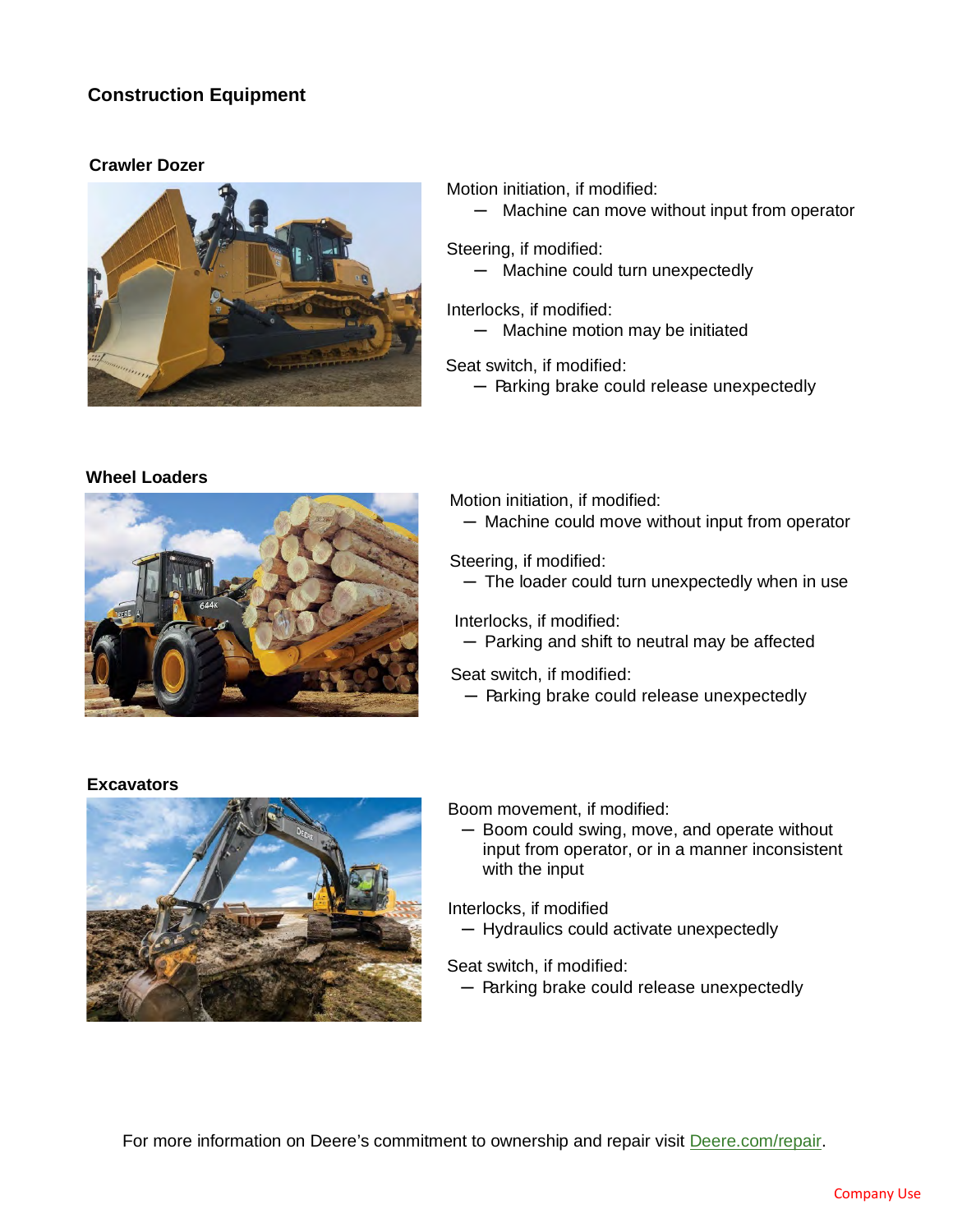## Construction Equipment

### Crawler Dozer

Motion initiation, if modified:
- Machine can move without input from operator

Steering, if modified:
- Machine could turn unexpectedly

Interlocks, if modified:
- Machine motion may be initiated

Seat switch, if modified:
- Parking brake could release unexpectedly

### Wheel Loaders

Motion initiation, if modified:
- Machine could move without input from operator

Steering, if modified:
- The loader could turn unexpectedly when in use

Interlocks, if modified:
- Parking and shift to neutral may be affected

Seat switch, if modified:
- Parking brake could release unexpectedly

### Excavators

Boom movement, if modified:
- Boom could swing, move, and operate without input from operator, or in a manner inconsistent with the input

Interlocks, if modified
- Hydraulics could activate unexpectedly

Seat switch, if modified:
- Parking brake could release unexpectedly

For more information on Deere's commitment to ownership and repair visit [Deere.com/repair](Deere.com/repair).

Company Use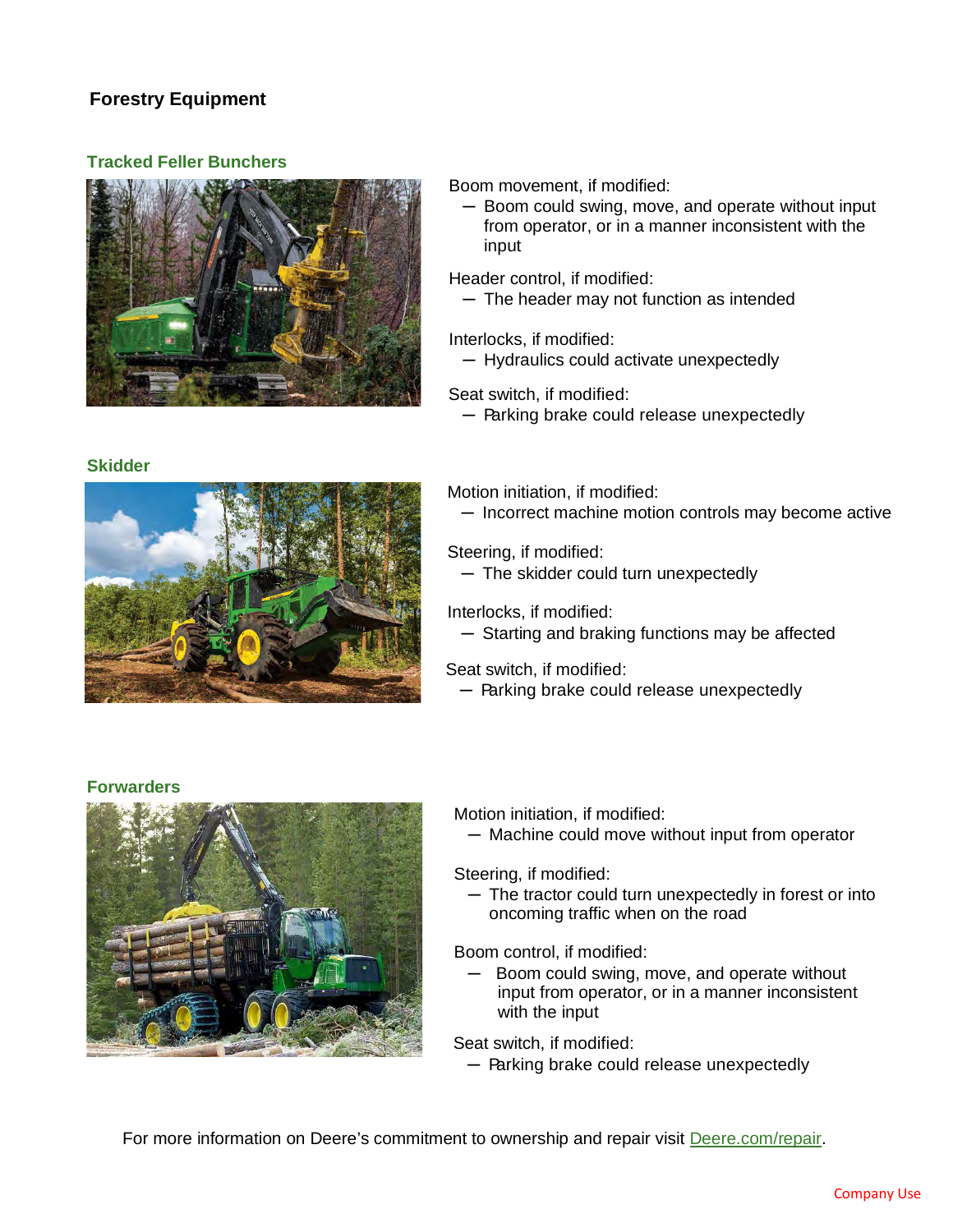## Forestry Equipment

### Tracked Feller Bunchers

Boom movement, if modified:

- Boom could swing, move, and operate without input from operator, or in a manner inconsistent with the input

Header control, if modified:

- The header may not function as intended

Interlocks, if modified:

- Hydraulics could activate unexpectedly

Seat switch, if modified:

- Parking brake could release unexpectedly

### Skidder

Motion initiation, if modified:

- Incorrect machine motion controls may become active

Steering, if modified:

- The skidder could turn unexpectedly

Interlocks, if modified:

- Starting and braking functions may be affected

Seat switch, if modified:

- Parking brake could release unexpectedly

### Forwarders

Motion initiation, if modified:

- Machine could move without input from operator

Steering, if modified:

- The tractor could turn unexpectedly in forest or into oncoming traffic when on the road

Boom control, if modified:

- Boom could swing, move, and operate without input from operator, or in a manner inconsistent with the input

Seat switch, if modified:

- Parking brake could release unexpectedly

For more information on Deere's commitment to ownership and repair visit Deere.com/repair.

Company Use